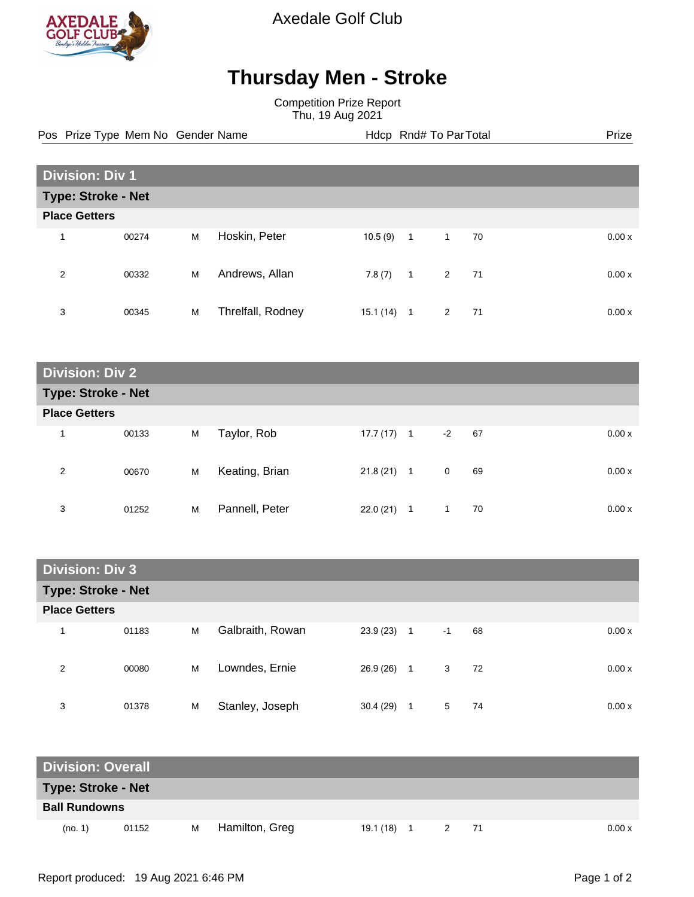Axedale Golf Club

# Thursday Men - Stroke

Competition Prize Report
Thu, 19 Aug 2021

## Division: Div 1

### Type: Stroke - Net

**Place Getters**

| Pos | Prize Type | Mem No | Gender | Name | Hdcp | Rnd# | To Par | Total | Prize |
|---|---|---|---|---|---|---|---|---|---|
| 1 | | 00274 | M | Hoskin, Peter | 10.5 (9) | 1 | 1 | 70 | 0.00 x |
| 2 | | 00332 | M | Andrews, Allan | 7.8 (7) | 1 | 2 | 71 | 0.00 x |
| 3 | | 00345 | M | Threlfall, Rodney | 15.1 (14) | 1 | 2 | 71 | 0.00 x |

## Division: Div 2

### Type: Stroke - Net

**Place Getters**

| Pos | Prize Type | Mem No | Gender | Name | Hdcp | Rnd# | To Par | Total | Prize |
|---|---|---|---|---|---|---|---|---|---|
| 1 | | 00133 | M | Taylor, Rob | 17.7 (17) | 1 | -2 | 67 | 0.00 x |
| 2 | | 00670 | M | Keating, Brian | 21.8 (21) | 1 | 0 | 69 | 0.00 x |
| 3 | | 01252 | M | Pannell, Peter | 22.0 (21) | 1 | 1 | 70 | 0.00 x |

## Division: Div 3

### Type: Stroke - Net

**Place Getters**

| Pos | Prize Type | Mem No | Gender | Name | Hdcp | Rnd# | To Par | Total | Prize |
|---|---|---|---|---|---|---|---|---|---|
| 1 | | 01183 | M | Galbraith, Rowan | 23.9 (23) | 1 | -1 | 68 | 0.00 x |
| 2 | | 00080 | M | Lowndes, Ernie | 26.9 (26) | 1 | 3 | 72 | 0.00 x |
| 3 | | 01378 | M | Stanley, Joseph | 30.4 (29) | 1 | 5 | 74 | 0.00 x |

## Division: Overall

### Type: Stroke - Net

**Ball Rundowns**

| Pos | Prize Type | Mem No | Gender | Name | Hdcp | Rnd# | To Par | Total | Prize |
|---|---|---|---|---|---|---|---|---|---|
| (no. 1) | | 01152 | M | Hamilton, Greg | 19.1 (18) | 1 | 2 | 71 | 0.00 x |

Report produced: 19 Aug 2021 6:46 PM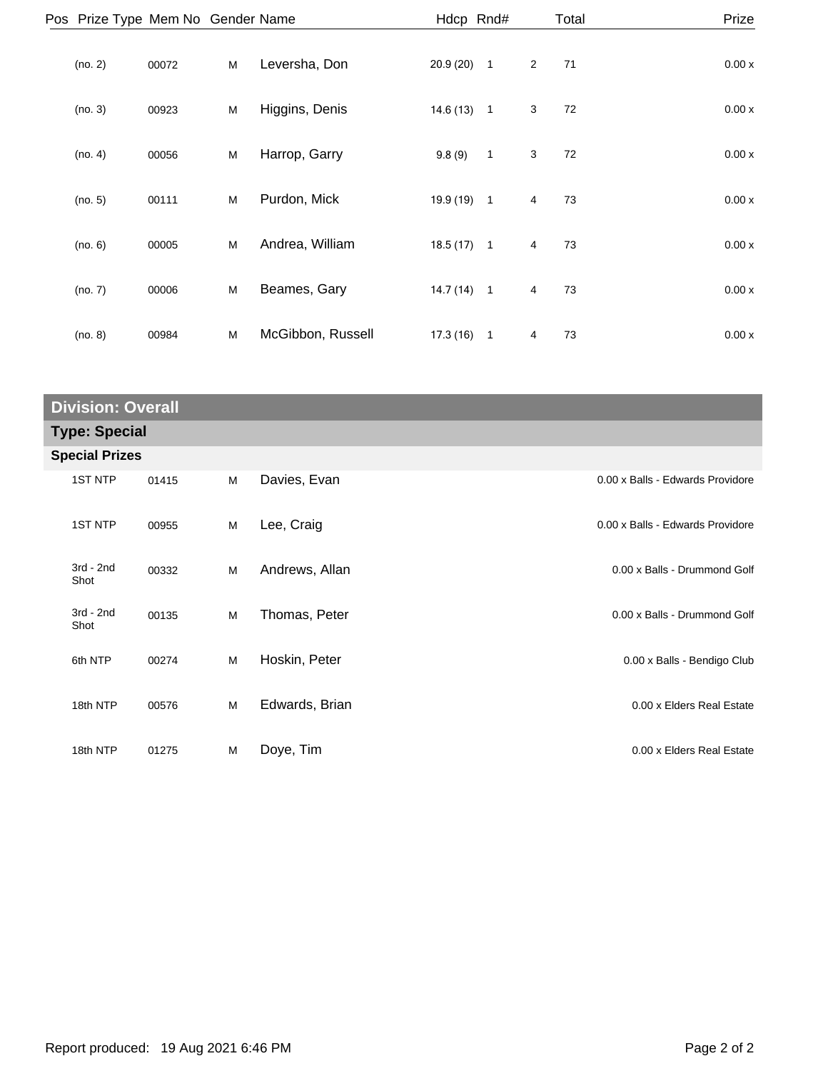| Pos | Prize Type | Mem No | Gender | Name | Hdcp | Rnd# | | Total | Prize |
|---|---|---|---|---|---|---|---|---|---|
| | (no. 2) | 00072 | M | Leversha, Don | 20.9 (20) | 1 | 2 | 71 | 0.00 x |
| | (no. 3) | 00923 | M | Higgins, Denis | 14.6 (13) | 1 | 3 | 72 | 0.00 x |
| | (no. 4) | 00056 | M | Harrop, Garry | 9.8 (9) | 1 | 3 | 72 | 0.00 x |
| | (no. 5) | 00111 | M | Purdon, Mick | 19.9 (19) | 1 | 4 | 73 | 0.00 x |
| | (no. 6) | 00005 | M | Andrea, William | 18.5 (17) | 1 | 4 | 73 | 0.00 x |
| | (no. 7) | 00006 | M | Beames, Gary | 14.7 (14) | 1 | 4 | 73 | 0.00 x |
| | (no. 8) | 00984 | M | McGibbon, Russell | 17.3 (16) | 1 | 4 | 73 | 0.00 x |

## Division: Overall

### Type: Special

#### Special Prizes

| | | | | |
|---|---|---|---|---|
| 1ST NTP | 01415 | M | Davies, Evan | 0.00 x Balls - Edwards Providore |
| 1ST NTP | 00955 | M | Lee, Craig | 0.00 x Balls - Edwards Providore |
| 3rd - 2nd Shot | 00332 | M | Andrews, Allan | 0.00 x Balls - Drummond Golf |
| 3rd - 2nd Shot | 00135 | M | Thomas, Peter | 0.00 x Balls - Drummond Golf |
| 6th NTP | 00274 | M | Hoskin, Peter | 0.00 x Balls - Bendigo Club |
| 18th NTP | 00576 | M | Edwards, Brian | 0.00 x Elders Real Estate |
| 18th NTP | 01275 | M | Doye, Tim | 0.00 x Elders Real Estate |

Report produced: 19 Aug 2021 6:46 PM